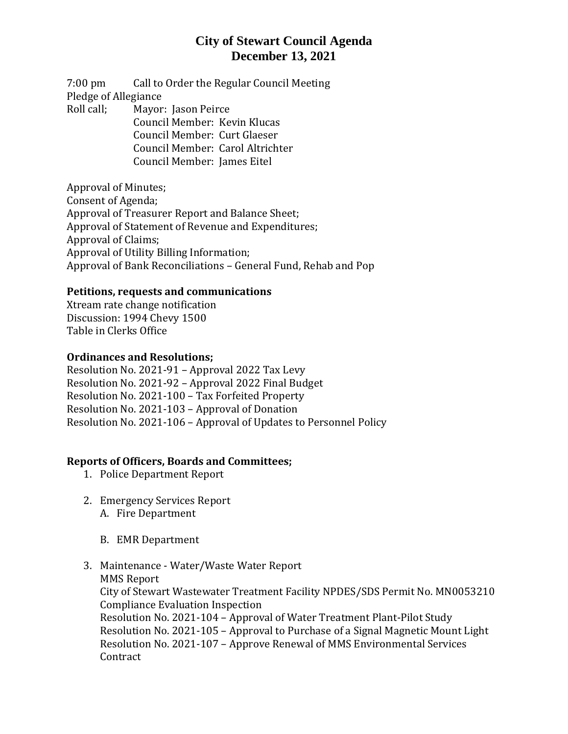# City of Stewart Council Agenda
# December 13, 2021

7:00 pm Call to Order the Regular Council Meeting

Pledge of Allegiance

Roll call; Mayor: Jason Peirce
Council Member: Kevin Klucas
Council Member: Curt Glaeser
Council Member: Carol Altrichter
Council Member: James Eitel

Approval of Minutes;
Consent of Agenda;
Approval of Treasurer Report and Balance Sheet;
Approval of Statement of Revenue and Expenditures;
Approval of Claims;
Approval of Utility Billing Information;
Approval of Bank Reconciliations – General Fund, Rehab and Pop

**Petitions, requests and communications**

Xtream rate change notification
Discussion: 1994 Chevy 1500
Table in Clerks Office

**Ordinances and Resolutions;**

Resolution No. 2021-91 – Approval 2022 Tax Levy
Resolution No. 2021-92 – Approval 2022 Final Budget
Resolution No. 2021-100 – Tax Forfeited Property
Resolution No. 2021-103 – Approval of Donation
Resolution No. 2021-106 – Approval of Updates to Personnel Policy

**Reports of Officers, Boards and Committees;**

1. Police Department Report
2. Emergency Services Report
   A. Fire Department
   B. EMR Department
3. Maintenance - Water/Waste Water Report
   MMS Report
   City of Stewart Wastewater Treatment Facility NPDES/SDS Permit No. MN0053210 Compliance Evaluation Inspection
   Resolution No. 2021-104 – Approval of Water Treatment Plant-Pilot Study
   Resolution No. 2021-105 – Approval to Purchase of a Signal Magnetic Mount Light
   Resolution No. 2021-107 – Approve Renewal of MMS Environmental Services Contract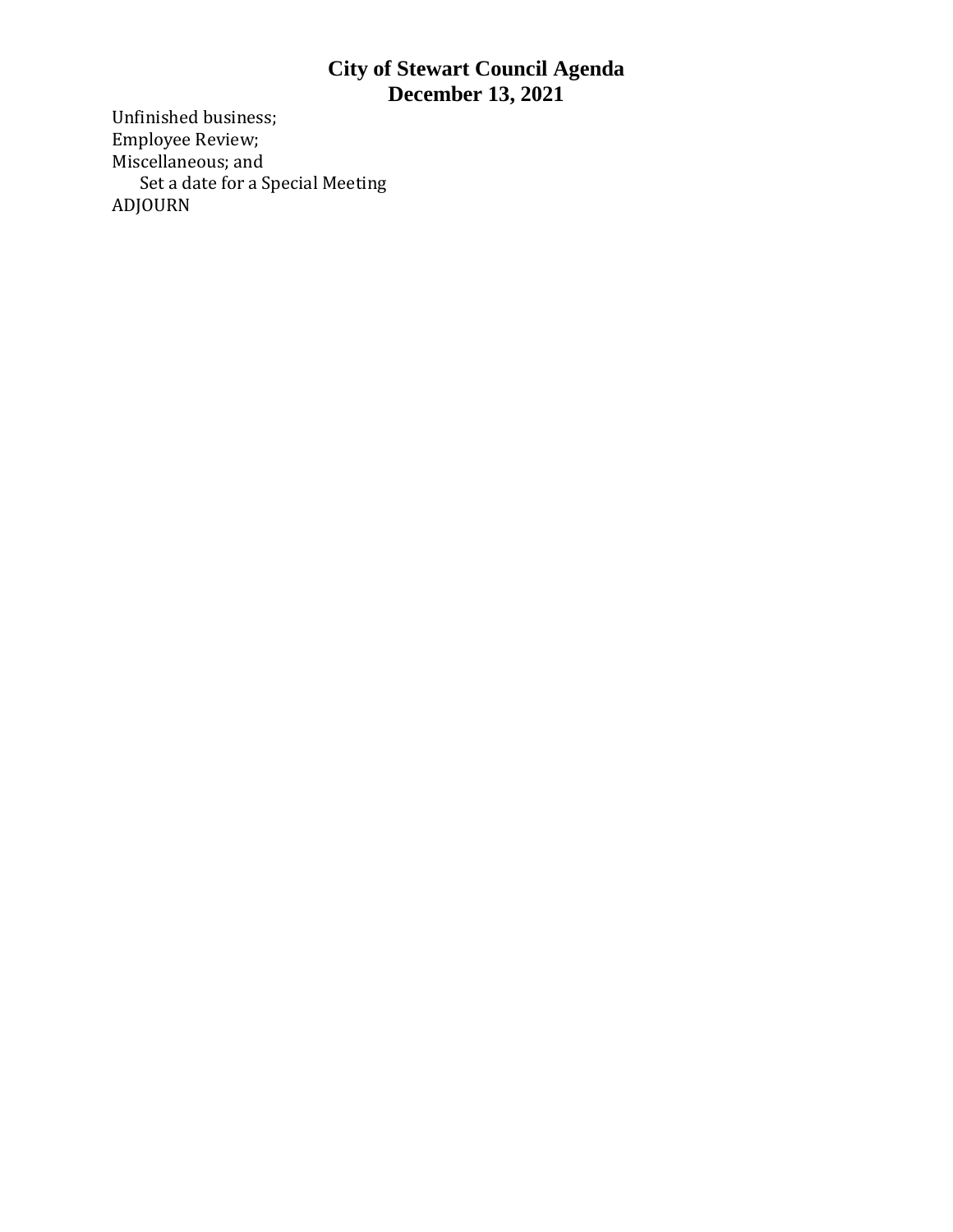# City of Stewart Council Agenda
# December 13, 2021

Unfinished business;
Employee Review;
Miscellaneous; and
    Set a date for a Special Meeting
ADJOURN